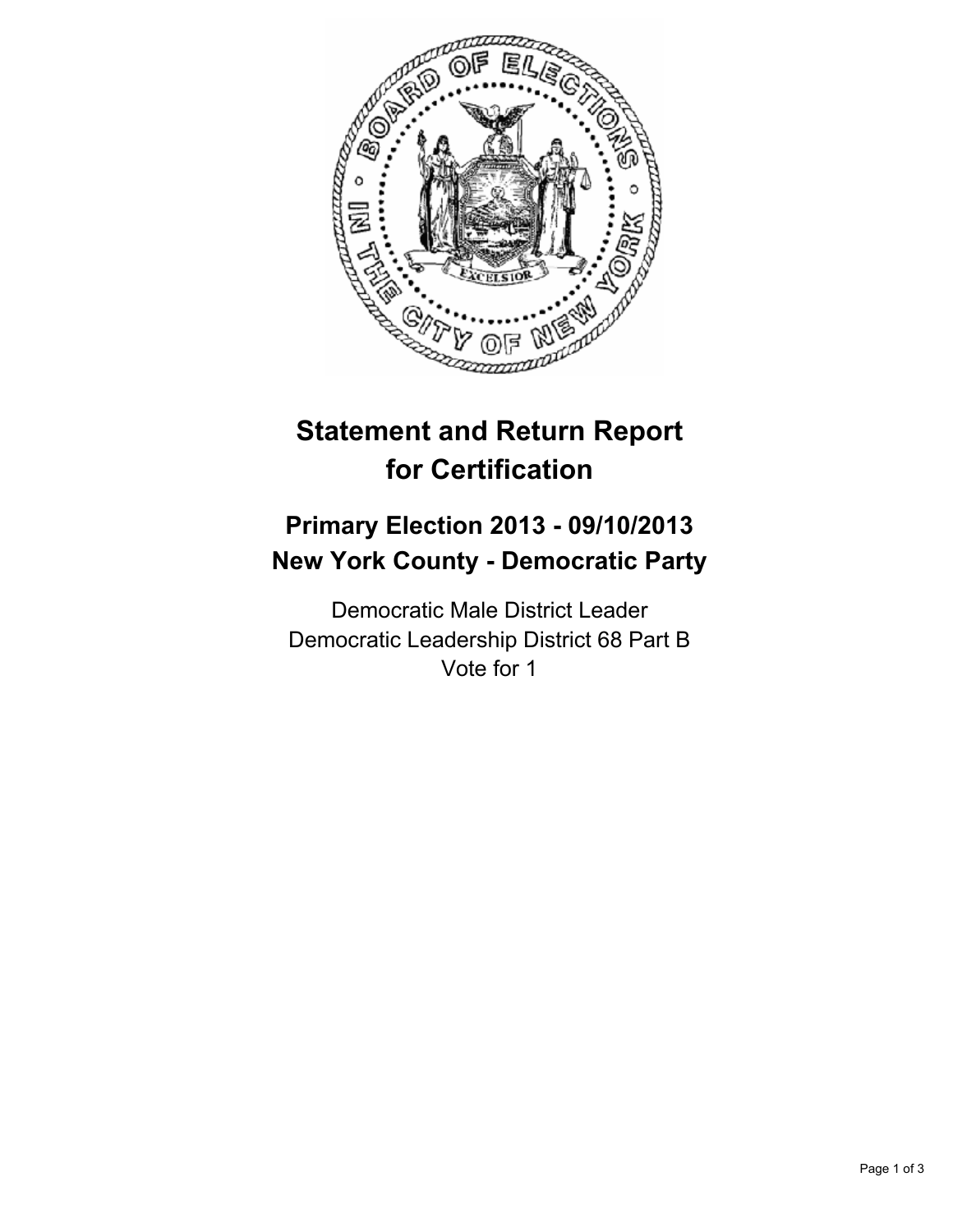# Statement and Return Report for Certification

## Primary Election 2013 - 09/10/2013
## New York County - Democratic Party

Democratic Male District Leader
Democratic Leadership District 68 Part B
Vote for 1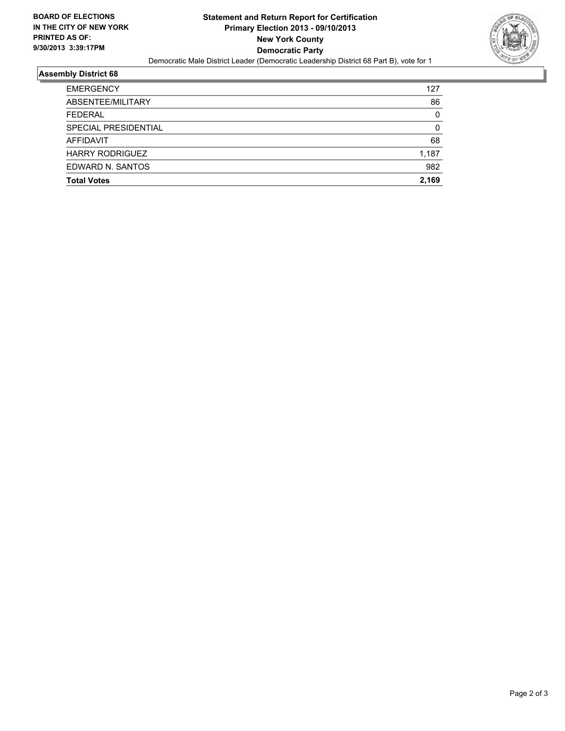BOARD OF ELECTIONS
IN THE CITY OF NEW YORK
PRINTED AS OF:
9/30/2013 3:39:17PM

**Statement and Return Report for Certification**
**Primary Election 2013 - 09/10/2013**
**New York County**
**Democratic Party**

Democratic Male District Leader (Democratic Leadership District 68 Part B), vote for 1

## Assembly District 68

| | |
|---|---|
| EMERGENCY | 127 |
| ABSENTEE/MILITARY | 86 |
| FEDERAL | 0 |
| SPECIAL PRESIDENTIAL | 0 |
| AFFIDAVIT | 68 |
| HARRY RODRIGUEZ | 1,187 |
| EDWARD N. SANTOS | 982 |
| **Total Votes** | **2,169** |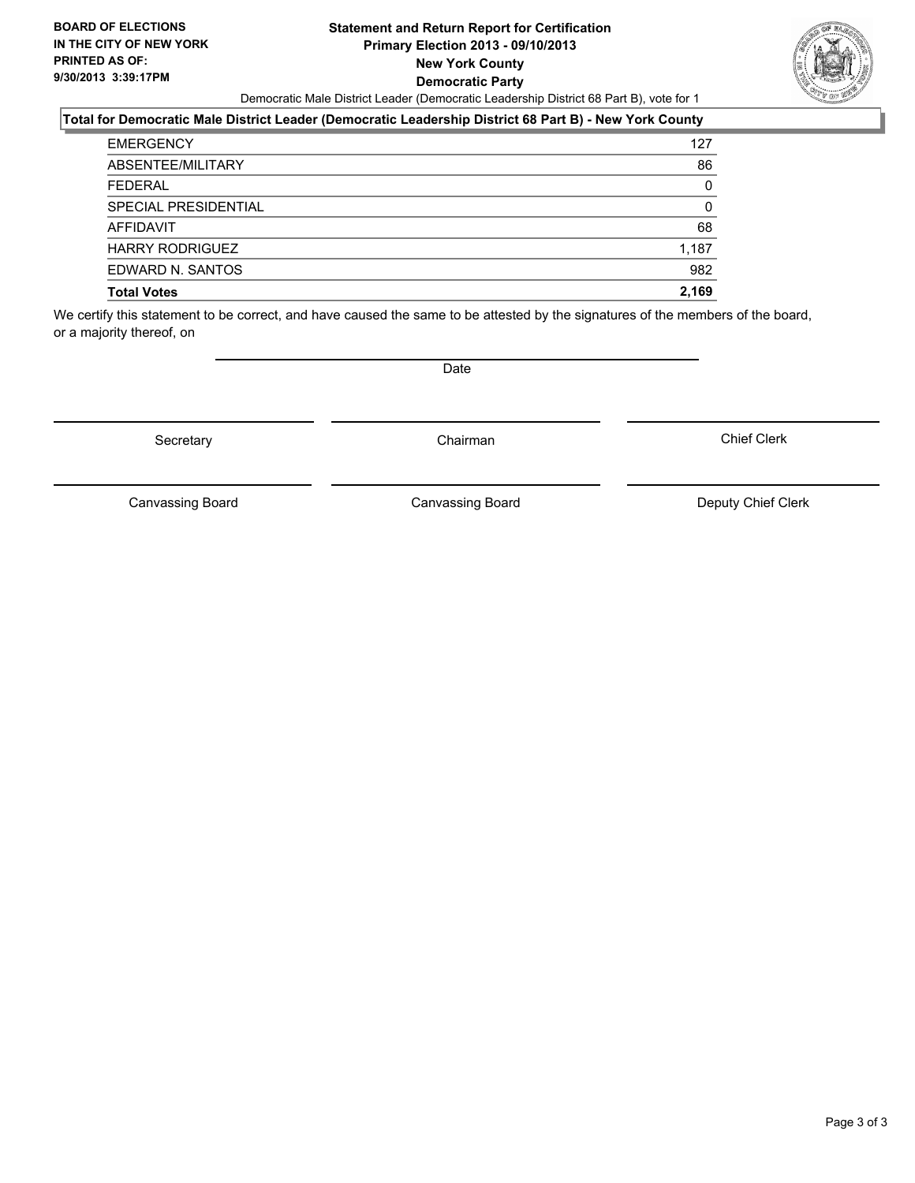**BOARD OF ELECTIONS IN THE CITY OF NEW YORK PRINTED AS OF: 9/30/2013 3:39:17PM**

# Statement and Return Report for Certification
## Primary Election 2013 - 09/10/2013
## New York County
## Democratic Party

Democratic Male District Leader (Democratic Leadership District 68 Part B), vote for 1

**Total for Democratic Male District Leader (Democratic Leadership District 68 Part B) - New York County**

| | |
|---|---|
| EMERGENCY | 127 |
| ABSENTEE/MILITARY | 86 |
| FEDERAL | 0 |
| SPECIAL PRESIDENTIAL | 0 |
| AFFIDAVIT | 68 |
| HARRY RODRIGUEZ | 1,187 |
| EDWARD N. SANTOS | 982 |
| **Total Votes** | **2,169** |

We certify this statement to be correct, and have caused the same to be attested by the signatures of the members of the board, or a majority thereof, on

Date

Secretary | Chairman | Chief Clerk

Canvassing Board | Canvassing Board | Deputy Chief Clerk